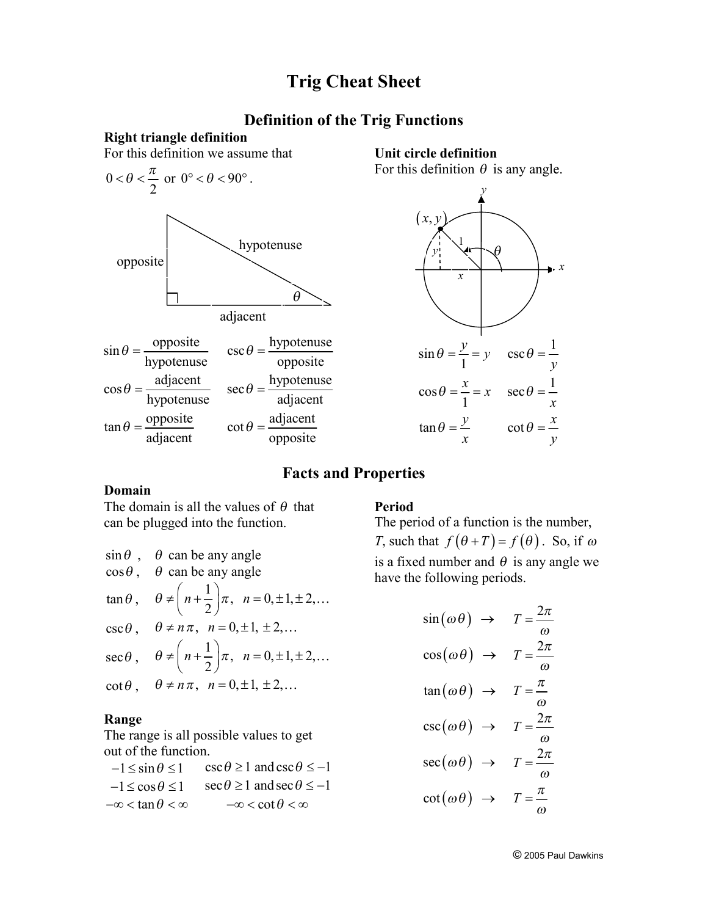# Trig Cheat Sheet

## Definition of the Trig Functions

### Right triangle definition

For this definition we assume that $0 < \theta < \frac{\pi}{2}$ or $0^\circ < \theta < 90^\circ$.

$$\sin\theta = \frac{\text{opposite}}{\text{hypotenuse}} \qquad \csc\theta = \frac{\text{hypotenuse}}{\text{opposite}}$$

$$\cos\theta = \frac{\text{adjacent}}{\text{hypotenuse}} \qquad \sec\theta = \frac{\text{hypotenuse}}{\text{adjacent}}$$

$$\tan\theta = \frac{\text{opposite}}{\text{adjacent}} \qquad \cot\theta = \frac{\text{adjacent}}{\text{opposite}}$$

### Unit circle definition

For this definition $\theta$ is any angle.

$$\sin\theta = \frac{y}{1} = y \qquad \csc\theta = \frac{1}{y}$$

$$\cos\theta = \frac{x}{1} = x \qquad \sec\theta = \frac{1}{x}$$

$$\tan\theta = \frac{y}{x} \qquad \cot\theta = \frac{x}{y}$$

## Facts and Properties

### Domain

The domain is all the values of $\theta$ that can be plugged into the function.

$\sin\theta$, $\theta$ can be any angle

$\cos\theta$, $\theta$ can be any angle

$\tan\theta$, $\theta \neq \left(n + \frac{1}{2}\right)\pi, \quad n = 0, \pm 1, \pm 2, \ldots$

$\csc\theta$, $\theta \neq n\pi, \quad n = 0, \pm 1, \pm 2, \ldots$

$\sec\theta$, $\theta \neq \left(n + \frac{1}{2}\right)\pi, \quad n = 0, \pm 1, \pm 2, \ldots$

$\cot\theta$, $\theta \neq n\pi, \quad n = 0, \pm 1, \pm 2, \ldots$

### Range

The range is all possible values to get out of the function.

$-1 \leq \sin\theta \leq 1 \qquad \csc\theta \geq 1$ and $\csc\theta \leq -1$

$-1 \leq \cos\theta \leq 1 \qquad \sec\theta \geq 1$ and $\sec\theta \leq -1$

$-\infty < \tan\theta < \infty \qquad -\infty < \cot\theta < \infty$

### Period

The period of a function is the number, $T$, such that $f(\theta + T) = f(\theta)$. So, if $\omega$ is a fixed number and $\theta$ is any angle we have the following periods.

$$\sin(\omega\theta) \rightarrow T = \frac{2\pi}{\omega}$$

$$\cos(\omega\theta) \rightarrow T = \frac{2\pi}{\omega}$$

$$\tan(\omega\theta) \rightarrow T = \frac{\pi}{\omega}$$

$$\csc(\omega\theta) \rightarrow T = \frac{2\pi}{\omega}$$

$$\sec(\omega\theta) \rightarrow T = \frac{2\pi}{\omega}$$

$$\cot(\omega\theta) \rightarrow T = \frac{\pi}{\omega}$$

© 2005 Paul Dawkins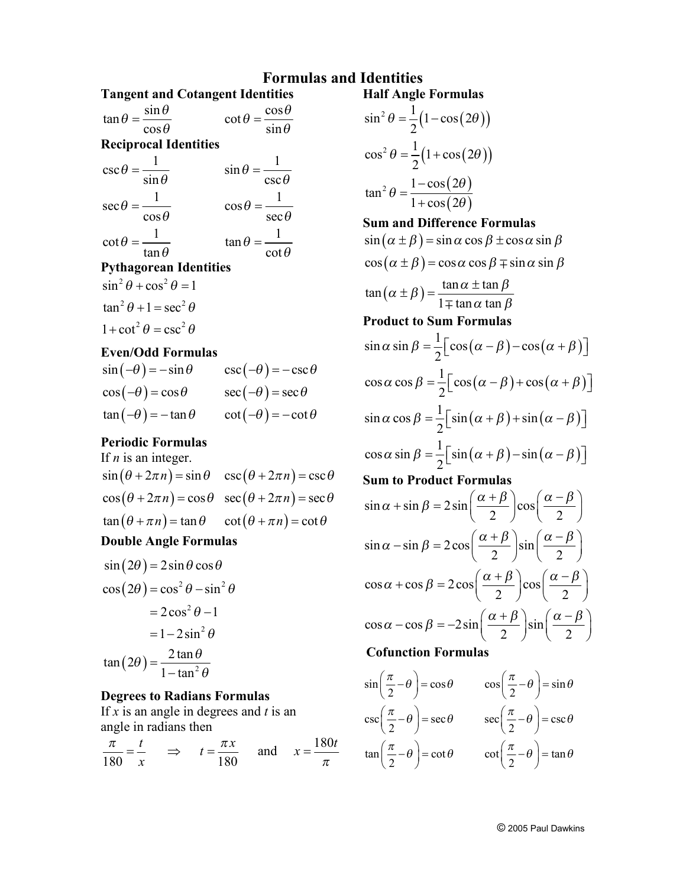# Formulas and Identities

### Tangent and Cotangent Identities

$$\tan\theta = \frac{\sin\theta}{\cos\theta} \qquad \cot\theta = \frac{\cos\theta}{\sin\theta}$$

### Reciprocal Identities

$$\csc\theta = \frac{1}{\sin\theta} \qquad \sin\theta = \frac{1}{\csc\theta}$$

$$\sec\theta = \frac{1}{\cos\theta} \qquad \cos\theta = \frac{1}{\sec\theta}$$

$$\cot\theta = \frac{1}{\tan\theta} \qquad \tan\theta = \frac{1}{\cot\theta}$$

### Pythagorean Identities

$$\sin^2\theta + \cos^2\theta = 1$$

$$\tan^2\theta + 1 = \sec^2\theta$$

$$1 + \cot^2\theta = \csc^2\theta$$

### Even/Odd Formulas

$$\sin(-\theta) = -\sin\theta \qquad \csc(-\theta) = -\csc\theta$$

$$\cos(-\theta) = \cos\theta \qquad \sec(-\theta) = \sec\theta$$

$$\tan(-\theta) = -\tan\theta \qquad \cot(-\theta) = -\cot\theta$$

### Periodic Formulas

If $n$ is an integer.

$$\sin(\theta + 2\pi n) = \sin\theta \qquad \csc(\theta + 2\pi n) = \csc\theta$$

$$\cos(\theta + 2\pi n) = \cos\theta \qquad \sec(\theta + 2\pi n) = \sec\theta$$

$$\tan(\theta + \pi n) = \tan\theta \qquad \cot(\theta + \pi n) = \cot\theta$$

### Double Angle Formulas

$$\sin(2\theta) = 2\sin\theta\cos\theta$$

$$\begin{aligned} \cos(2\theta) &= \cos^2\theta - \sin^2\theta \\ &= 2\cos^2\theta - 1 \\ &= 1 - 2\sin^2\theta \end{aligned}$$

$$\tan(2\theta) = \frac{2\tan\theta}{1 - \tan^2\theta}$$

### Degrees to Radians Formulas

If $x$ is an angle in degrees and $t$ is an angle in radians then

$$\frac{\pi}{180} = \frac{t}{x} \quad \Rightarrow \quad t = \frac{\pi x}{180} \quad \text{and} \quad x = \frac{180t}{\pi}$$

### Half Angle Formulas

$$\sin^2\theta = \frac{1}{2}\left(1 - \cos(2\theta)\right)$$

$$\cos^2\theta = \frac{1}{2}\left(1 + \cos(2\theta)\right)$$

$$\tan^2\theta = \frac{1 - \cos(2\theta)}{1 + \cos(2\theta)}$$

### Sum and Difference Formulas

$$\sin(\alpha \pm \beta) = \sin\alpha\cos\beta \pm \cos\alpha\sin\beta$$

$$\cos(\alpha \pm \beta) = \cos\alpha\cos\beta \mp \sin\alpha\sin\beta$$

$$\tan(\alpha \pm \beta) = \frac{\tan\alpha \pm \tan\beta}{1 \mp \tan\alpha\tan\beta}$$

### Product to Sum Formulas

$$\sin\alpha\sin\beta = \frac{1}{2}\left[\cos(\alpha - \beta) - \cos(\alpha + \beta)\right]$$

$$\cos\alpha\cos\beta = \frac{1}{2}\left[\cos(\alpha - \beta) + \cos(\alpha + \beta)\right]$$

$$\sin\alpha\cos\beta = \frac{1}{2}\left[\sin(\alpha + \beta) + \sin(\alpha - \beta)\right]$$

$$\cos\alpha\sin\beta = \frac{1}{2}\left[\sin(\alpha + \beta) - \sin(\alpha - \beta)\right]$$

### Sum to Product Formulas

$$\sin\alpha + \sin\beta = 2\sin\left(\frac{\alpha + \beta}{2}\right)\cos\left(\frac{\alpha - \beta}{2}\right)$$

$$\sin\alpha - \sin\beta = 2\cos\left(\frac{\alpha + \beta}{2}\right)\sin\left(\frac{\alpha - \beta}{2}\right)$$

$$\cos\alpha + \cos\beta = 2\cos\left(\frac{\alpha + \beta}{2}\right)\cos\left(\frac{\alpha - \beta}{2}\right)$$

$$\cos\alpha - \cos\beta = -2\sin\left(\frac{\alpha + \beta}{2}\right)\sin\left(\frac{\alpha - \beta}{2}\right)$$

### Cofunction Formulas

$$\sin\left(\frac{\pi}{2} - \theta\right) = \cos\theta \qquad \cos\left(\frac{\pi}{2} - \theta\right) = \sin\theta$$

$$\csc\left(\frac{\pi}{2} - \theta\right) = \sec\theta \qquad \sec\left(\frac{\pi}{2} - \theta\right) = \csc\theta$$

$$\tan\left(\frac{\pi}{2} - \theta\right) = \cot\theta \qquad \cot\left(\frac{\pi}{2} - \theta\right) = \tan\theta$$

© 2005 Paul Dawkins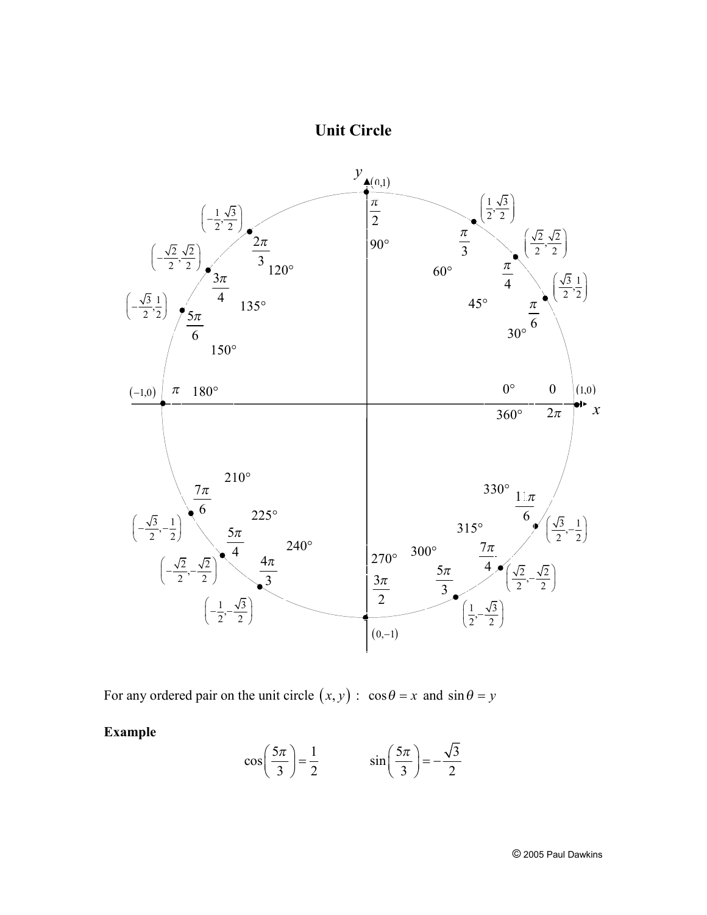# Unit Circle

| Degrees | Radians | $(x, y)$ |
|---|---|---|
| $0^\circ$ / $360^\circ$ | $0$ / $2\pi$ | $(1,0)$ |
| $30^\circ$ | $\frac{\pi}{6}$ | $\left(\frac{\sqrt{3}}{2},\frac{1}{2}\right)$ |
| $45^\circ$ | $\frac{\pi}{4}$ | $\left(\frac{\sqrt{2}}{2},\frac{\sqrt{2}}{2}\right)$ |
| $60^\circ$ | $\frac{\pi}{3}$ | $\left(\frac{1}{2},\frac{\sqrt{3}}{2}\right)$ |
| $90^\circ$ | $\frac{\pi}{2}$ | $(0,1)$ |
| $120^\circ$ | $\frac{2\pi}{3}$ | $\left(-\frac{1}{2},\frac{\sqrt{3}}{2}\right)$ |
| $135^\circ$ | $\frac{3\pi}{4}$ | $\left(-\frac{\sqrt{2}}{2},\frac{\sqrt{2}}{2}\right)$ |
| $150^\circ$ | $\frac{5\pi}{6}$ | $\left(-\frac{\sqrt{3}}{2},\frac{1}{2}\right)$ |
| $180^\circ$ | $\pi$ | $(-1,0)$ |
| $210^\circ$ | $\frac{7\pi}{6}$ | $\left(-\frac{\sqrt{3}}{2},-\frac{1}{2}\right)$ |
| $225^\circ$ | $\frac{5\pi}{4}$ | $\left(-\frac{\sqrt{2}}{2},-\frac{\sqrt{2}}{2}\right)$ |
| $240^\circ$ | $\frac{4\pi}{3}$ | $\left(-\frac{1}{2},-\frac{\sqrt{3}}{2}\right)$ |
| $270^\circ$ | $\frac{3\pi}{2}$ | $(0,-1)$ |
| $300^\circ$ | $\frac{5\pi}{3}$ | $\left(\frac{1}{2},-\frac{\sqrt{3}}{2}\right)$ |
| $315^\circ$ | $\frac{7\pi}{4}$ | $\left(\frac{\sqrt{2}}{2},-\frac{\sqrt{2}}{2}\right)$ |
| $330^\circ$ | $\frac{11\pi}{6}$ | $\left(\frac{\sqrt{3}}{2},-\frac{1}{2}\right)$ |

For any ordered pair on the unit circle $(x, y)$ : $\cos\theta = x$ and $\sin\theta = y$

**Example**

$$\cos\left(\frac{5\pi}{3}\right) = \frac{1}{2} \qquad \sin\left(\frac{5\pi}{3}\right) = -\frac{\sqrt{3}}{2}$$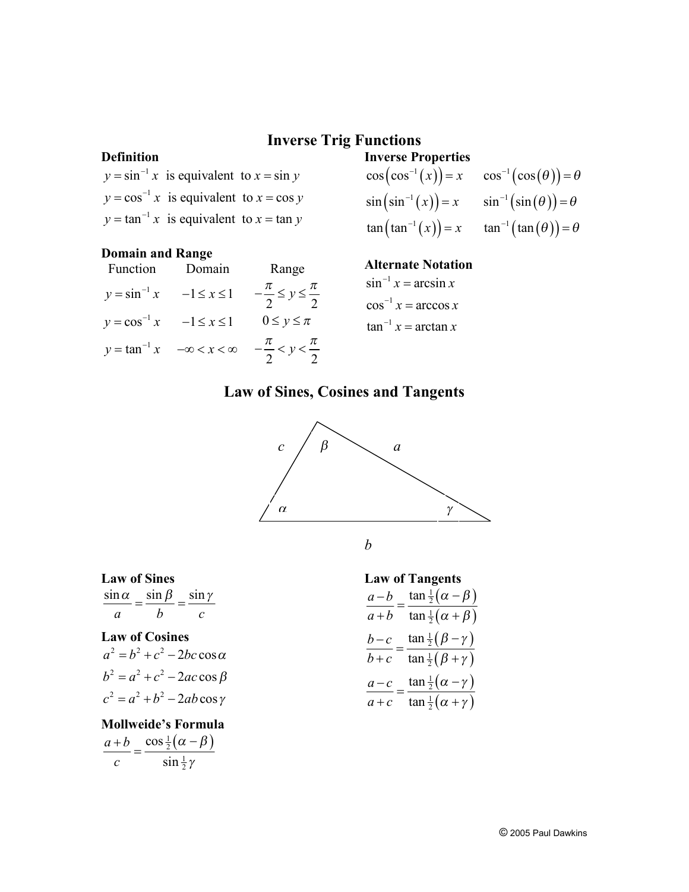# Inverse Trig Functions

**Definition**

$y = \sin^{-1} x$ is equivalent to $x = \sin y$

$y = \cos^{-1} x$ is equivalent to $x = \cos y$

$y = \tan^{-1} x$ is equivalent to $x = \tan y$

**Domain and Range**

| Function | Domain | Range |
|---|---|---|
| $y = \sin^{-1} x$ | $-1 \le x \le 1$ | $-\frac{\pi}{2} \le y \le \frac{\pi}{2}$ |
| $y = \cos^{-1} x$ | $-1 \le x \le 1$ | $0 \le y \le \pi$ |
| $y = \tan^{-1} x$ | $-\infty < x < \infty$ | $-\frac{\pi}{2} < y < \frac{\pi}{2}$ |

**Inverse Properties**

$\cos\left(\cos^{-1}(x)\right) = x \qquad \cos^{-1}\left(\cos(\theta)\right) = \theta$

$\sin\left(\sin^{-1}(x)\right) = x \qquad \sin^{-1}\left(\sin(\theta)\right) = \theta$

$\tan\left(\tan^{-1}(x)\right) = x \qquad \tan^{-1}\left(\tan(\theta)\right) = \theta$

**Alternate Notation**

$\sin^{-1} x = \arcsin x$

$\cos^{-1} x = \arccos x$

$\tan^{-1} x = \arctan x$

# Law of Sines, Cosines and Tangents

c β a

α γ

b

**Law of Sines**

$$\frac{\sin\alpha}{a} = \frac{\sin\beta}{b} = \frac{\sin\gamma}{c}$$

**Law of Cosines**

$$a^2 = b^2 + c^2 - 2bc\cos\alpha$$

$$b^2 = a^2 + c^2 - 2ac\cos\beta$$

$$c^2 = a^2 + b^2 - 2ab\cos\gamma$$

**Mollweide's Formula**

$$\frac{a+b}{c} = \frac{\cos\frac{1}{2}(\alpha-\beta)}{\sin\frac{1}{2}\gamma}$$

**Law of Tangents**

$$\frac{a-b}{a+b} = \frac{\tan\frac{1}{2}(\alpha-\beta)}{\tan\frac{1}{2}(\alpha+\beta)}$$

$$\frac{b-c}{b+c} = \frac{\tan\frac{1}{2}(\beta-\gamma)}{\tan\frac{1}{2}(\beta+\gamma)}$$

$$\frac{a-c}{a+c} = \frac{\tan\frac{1}{2}(\alpha-\gamma)}{\tan\frac{1}{2}(\alpha+\gamma)}$$

© 2005 Paul Dawkins